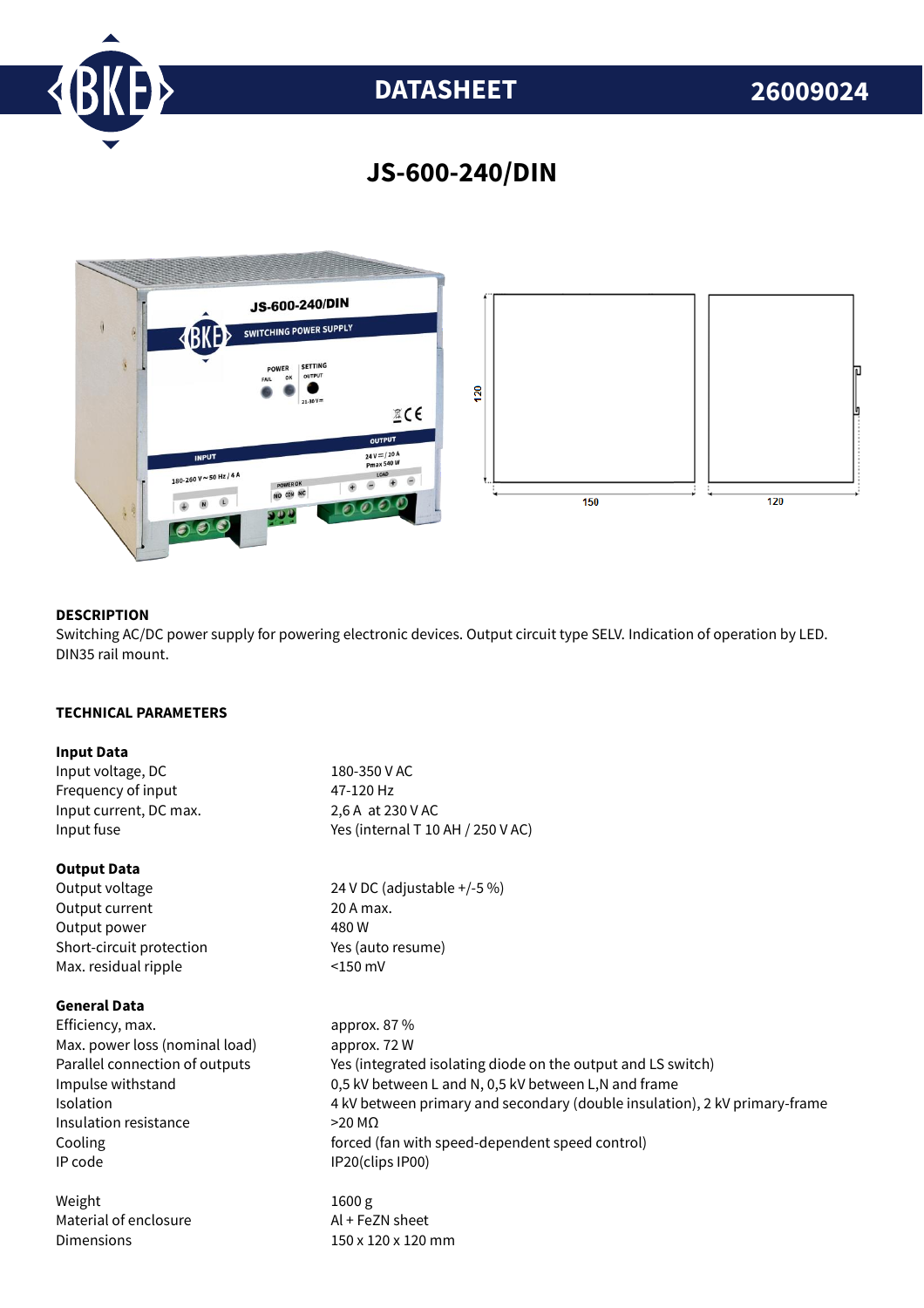# DATASHEET 26009024

## JS-600-240/DIN

### DESCRIPTION

Switching AC/DC power supply for powering electronic devices. Output circuit type SELV. Indication of operation by LED. DIN35 rail mount.

### TECHNICAL PARAMETERS

**Input Data**

| | |
|---|---|
| Input voltage, DC | 180-350 V AC |
| Frequency of input | 47-120 Hz |
| Input current, DC max. | 2,6 A at 230 V AC |
| Input fuse | Yes (internal T 10 AH / 250 V AC) |

**Output Data**

| | |
|---|---|
| Output voltage | 24 V DC (adjustable +/-5 %) |
| Output current | 20 A max. |
| Output power | 480 W |
| Short-circuit protection | Yes (auto resume) |
| Max. residual ripple | <150 mV |

**General Data**

| | |
|---|---|
| Efficiency, max. | approx. 87 % |
| Max. power loss (nominal load) | approx. 72 W |
| Parallel connection of outputs | Yes (integrated isolating diode on the output and LS switch) |
| Impulse withstand | 0,5 kV between L and N, 0,5 kV between L,N and frame |
| Isolation | 4 kV between primary and secondary (double insulation), 2 kV primary-frame |
| Insulation resistance | >20 MΩ |
| Cooling | forced (fan with speed-dependent speed control) |
| IP code | IP20(clips IP00) |
| Weight | 1600 g |
| Material of enclosure | Al + FeZN sheet |
| Dimensions | 150 x 120 x 120 mm |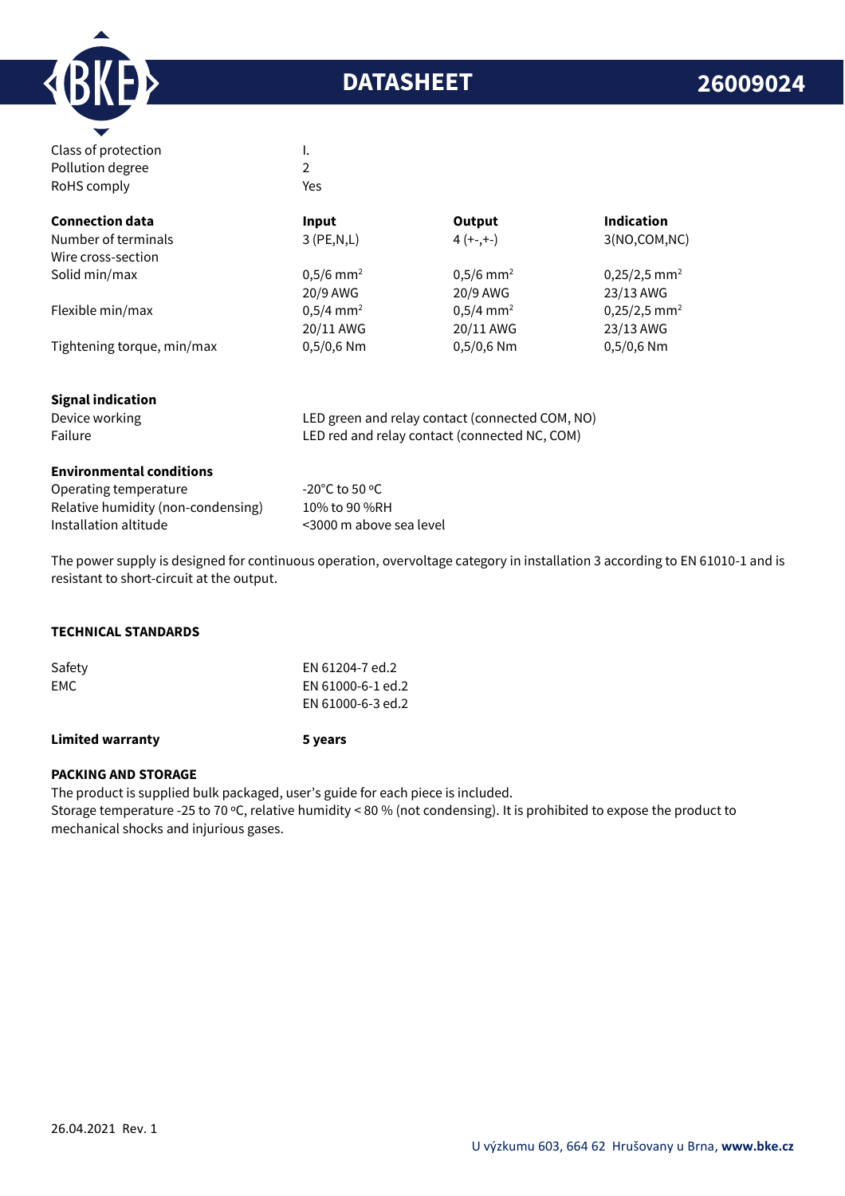| | |
|---|---|
| Class of protection | I. |
| Pollution degree | 2 |
| RoHS comply | Yes |

| Connection data | Input | Output | Indication |
|---|---|---|---|
| Number of terminals | 3 (PE,N,L) | 4 (+-,+-) | 3(NO,COM,NC) |
| Wire cross-section | | | |
| Solid min/max | 0,5/6 mm² | 0,5/6 mm² | 0,25/2,5 mm² |
| | 20/9 AWG | 20/9 AWG | 23/13 AWG |
| Flexible min/max | 0,5/4 mm² | 0,5/4 mm² | 0,25/2,5 mm² |
| | 20/11 AWG | 20/11 AWG | 23/13 AWG |
| Tightening torque, min/max | 0,5/0,6 Nm | 0,5/0,6 Nm | 0,5/0,6 Nm |

**Signal indication**

| | |
|---|---|
| Device working | LED green and relay contact (connected COM, NO) |
| Failure | LED red and relay contact (connected NC, COM) |

**Environmental conditions**

| | |
|---|---|
| Operating temperature | -20°C to 50 °C |
| Relative humidity (non-condensing) | 10% to 90 %RH |
| Installation altitude | <3000 m above sea level |

The power supply is designed for continuous operation, overvoltage category in installation 3 according to EN 61010-1 and is resistant to short-circuit at the output.

**TECHNICAL STANDARDS**

| | |
|---|---|
| Safety | EN 61204-7 ed.2 |
| EMC | EN 61000-6-1 ed.2 |
| | EN 61000-6-3 ed.2 |

**Limited warranty** **5 years**

**PACKING AND STORAGE**

The product is supplied bulk packaged, user's guide for each piece is included.
Storage temperature -25 to 70 °C, relative humidity < 80 % (not condensing). It is prohibited to expose the product to mechanical shocks and injurious gases.

26.04.2021 Rev. 1

U výzkumu 603, 664 62 Hrušovany u Brna, **www.bke.cz**